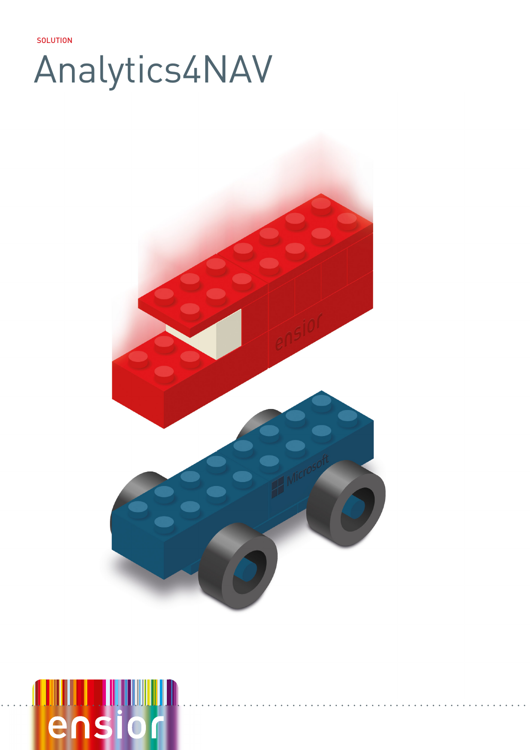SOLUTION

# Analytics4NAV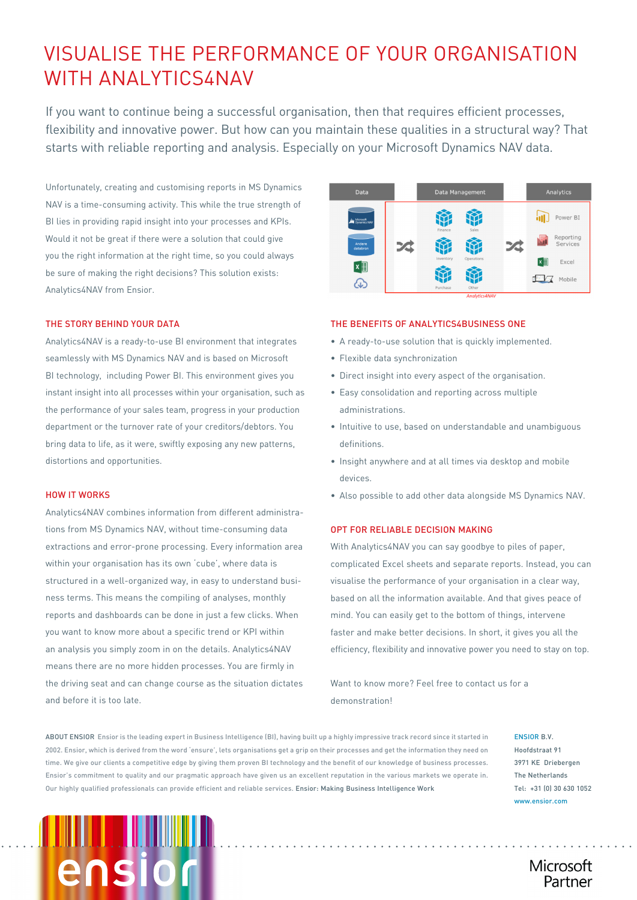# VISUALISE THE PERFORMANCE OF YOUR ORGANISATION WITH ANALYTICS4NAV

If you want to continue being a successful organisation, then that requires efficient processes, flexibility and innovative power. But how can you maintain these qualities in a structural way? That starts with reliable reporting and analysis. Especially on your Microsoft Dynamics NAV data.

Unfortunately, creating and customising reports in MS Dynamics NAV is a time-consuming activity. This while the true strength of BI lies in providing rapid insight into your processes and KPIs. Would it not be great if there were a solution that could give you the right information at the right time, so you could always be sure of making the right decisions? This solution exists: Analytics4NAV from Ensior.

Data
Data Management
Analytics
Microsoft Dynamics NAV
Andere databron
Finance
Sales
Inventory
Operations
Purchase
Other
Power BI
Reporting Services
Excel
Mobile
Analytics4NAV

## THE STORY BEHIND YOUR DATA

Analytics4NAV is a ready-to-use BI environment that integrates seamlessly with MS Dynamics NAV and is based on Microsoft BI technology, including Power BI. This environment gives you instant insight into all processes within your organisation, such as the performance of your sales team, progress in your production department or the turnover rate of your creditors/debtors. You bring data to life, as it were, swiftly exposing any new patterns, distortions and opportunities.

## HOW IT WORKS

Analytics4NAV combines information from different administrations from MS Dynamics NAV, without time-consuming data extractions and error-prone processing. Every information area within your organisation has its own 'cube', where data is structured in a well-organized way, in easy to understand business terms. This means the compiling of analyses, monthly reports and dashboards can be done in just a few clicks. When you want to know more about a specific trend or KPI within an analysis you simply zoom in on the details. Analytics4NAV means there are no more hidden processes. You are firmly in the driving seat and can change course as the situation dictates and before it is too late.

## THE BENEFITS OF ANALYTICS4BUSINESS ONE

- A ready-to-use solution that is quickly implemented.
- Flexible data synchronization
- Direct insight into every aspect of the organisation.
- Easy consolidation and reporting across multiple administrations.
- Intuitive to use, based on understandable and unambiguous definitions.
- Insight anywhere and at all times via desktop and mobile devices.
- Also possible to add other data alongside MS Dynamics NAV.

## OPT FOR RELIABLE DECISION MAKING

With Analytics4NAV you can say goodbye to piles of paper, complicated Excel sheets and separate reports. Instead, you can visualise the performance of your organisation in a clear way, based on all the information available. And that gives peace of mind. You can easily get to the bottom of things, intervene faster and make better decisions. In short, it gives you all the efficiency, flexibility and innovative power you need to stay on top.

Want to know more? Feel free to contact us for a demonstration!

ABOUT ENSIOR Ensior is the leading expert in Business Intelligence (BI), having built up a highly impressive track record since it started in 2002. Ensior, which is derived from the word 'ensure', lets organisations get a grip on their processes and get the information they need on time. We give our clients a competitive edge by giving them proven BI technology and the benefit of our knowledge of business processes. Ensior's commitment to quality and our pragmatic approach have given us an excellent reputation in the various markets we operate in. Our highly qualified professionals can provide efficient and reliable services. Ensior: Making Business Intelligence Work

ENSIOR B.V.
Hoofdstraat 91
3971 KE Driebergen
The Netherlands
Tel: +31 (0) 30 630 1052
www.ensior.com

ensior

Microsoft Partner